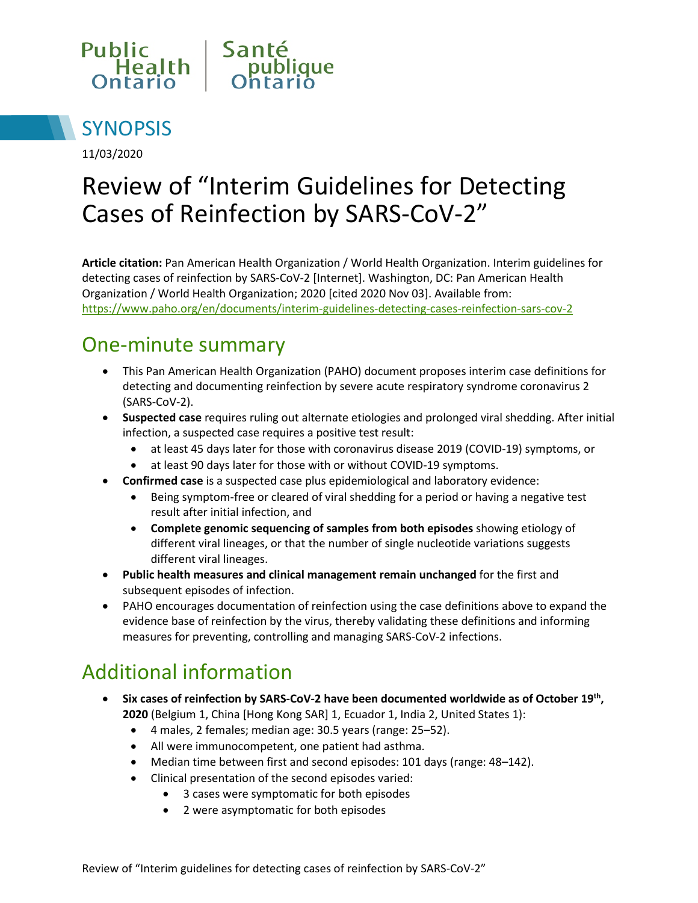Public Health Ontario | Santé publique Ontario

# SYNOPSIS

11/03/2020

# Review of "Interim Guidelines for Detecting Cases of Reinfection by SARS-CoV-2"

**Article citation:** Pan American Health Organization / World Health Organization. Interim guidelines for detecting cases of reinfection by SARS-CoV-2 [Internet]. Washington, DC: Pan American Health Organization / World Health Organization; 2020 [cited 2020 Nov 03]. Available from: https://www.paho.org/en/documents/interim-guidelines-detecting-cases-reinfection-sars-cov-2

## One-minute summary

- This Pan American Health Organization (PAHO) document proposes interim case definitions for detecting and documenting reinfection by severe acute respiratory syndrome coronavirus 2 (SARS-CoV-2).
- **Suspected case** requires ruling out alternate etiologies and prolonged viral shedding. After initial infection, a suspected case requires a positive test result:
  - at least 45 days later for those with coronavirus disease 2019 (COVID-19) symptoms, or
  - at least 90 days later for those with or without COVID-19 symptoms.
- **Confirmed case** is a suspected case plus epidemiological and laboratory evidence:
  - Being symptom-free or cleared of viral shedding for a period or having a negative test result after initial infection, and
  - **Complete genomic sequencing of samples from both episodes** showing etiology of different viral lineages, or that the number of single nucleotide variations suggests different viral lineages.
- **Public health measures and clinical management remain unchanged** for the first and subsequent episodes of infection.
- PAHO encourages documentation of reinfection using the case definitions above to expand the evidence base of reinfection by the virus, thereby validating these definitions and informing measures for preventing, controlling and managing SARS-CoV-2 infections.

## Additional information

- **Six cases of reinfection by SARS-CoV-2 have been documented worldwide as of October 19th, 2020** (Belgium 1, China [Hong Kong SAR] 1, Ecuador 1, India 2, United States 1):
  - 4 males, 2 females; median age: 30.5 years (range: 25–52).
  - All were immunocompetent, one patient had asthma.
  - Median time between first and second episodes: 101 days (range: 48–142).
  - Clinical presentation of the second episodes varied:
    - 3 cases were symptomatic for both episodes
    - 2 were asymptomatic for both episodes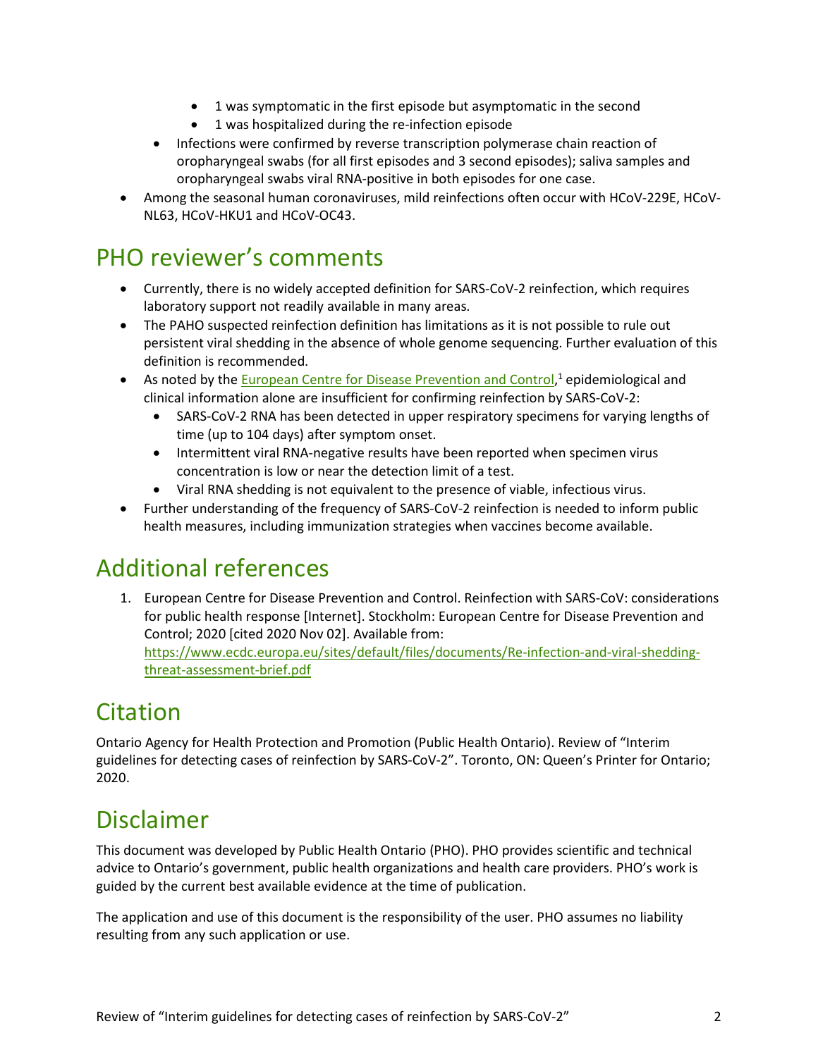- 1 was symptomatic in the first episode but asymptomatic in the second
    - 1 was hospitalized during the re-infection episode
  - Infections were confirmed by reverse transcription polymerase chain reaction of oropharyngeal swabs (for all first episodes and 3 second episodes); saliva samples and oropharyngeal swabs viral RNA-positive in both episodes for one case.
- Among the seasonal human coronaviruses, mild reinfections often occur with HCoV-229E, HCoV-NL63, HCoV-HKU1 and HCoV-OC43.

# PHO reviewer's comments

- Currently, there is no widely accepted definition for SARS-CoV-2 reinfection, which requires laboratory support not readily available in many areas.
- The PAHO suspected reinfection definition has limitations as it is not possible to rule out persistent viral shedding in the absence of whole genome sequencing. Further evaluation of this definition is recommended.
- As noted by the European Centre for Disease Prevention and Control,[1] epidemiological and clinical information alone are insufficient for confirming reinfection by SARS-CoV-2:
  - SARS-CoV-2 RNA has been detected in upper respiratory specimens for varying lengths of time (up to 104 days) after symptom onset.
  - Intermittent viral RNA-negative results have been reported when specimen virus concentration is low or near the detection limit of a test.
  - Viral RNA shedding is not equivalent to the presence of viable, infectious virus.
- Further understanding of the frequency of SARS-CoV-2 reinfection is needed to inform public health measures, including immunization strategies when vaccines become available.

# Additional references

1. European Centre for Disease Prevention and Control. Reinfection with SARS-CoV: considerations for public health response [Internet]. Stockholm: European Centre for Disease Prevention and Control; 2020 [cited 2020 Nov 02]. Available from: https://www.ecdc.europa.eu/sites/default/files/documents/Re-infection-and-viral-shedding-threat-assessment-brief.pdf

# Citation

Ontario Agency for Health Protection and Promotion (Public Health Ontario). Review of "Interim guidelines for detecting cases of reinfection by SARS-CoV-2". Toronto, ON: Queen's Printer for Ontario; 2020.

# Disclaimer

This document was developed by Public Health Ontario (PHO). PHO provides scientific and technical advice to Ontario's government, public health organizations and health care providers. PHO's work is guided by the current best available evidence at the time of publication.

The application and use of this document is the responsibility of the user. PHO assumes no liability resulting from any such application or use.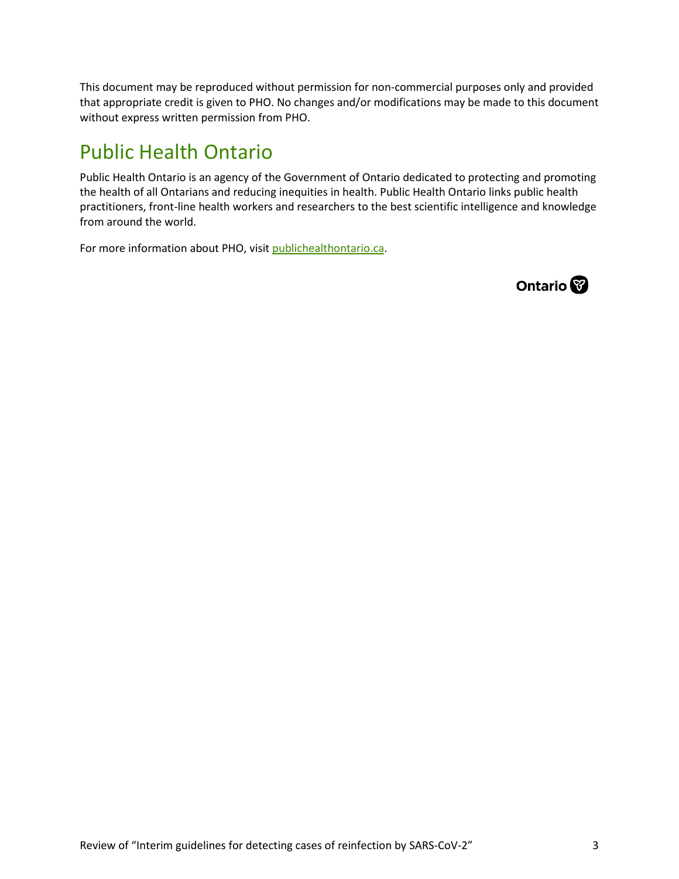This document may be reproduced without permission for non-commercial purposes only and provided that appropriate credit is given to PHO. No changes and/or modifications may be made to this document without express written permission from PHO.

## Public Health Ontario

Public Health Ontario is an agency of the Government of Ontario dedicated to protecting and promoting the health of all Ontarians and reducing inequities in health. Public Health Ontario links public health practitioners, front-line health workers and researchers to the best scientific intelligence and knowledge from around the world.

For more information about PHO, visit [publichealthontario.ca](publichealthontario.ca).

Ontario